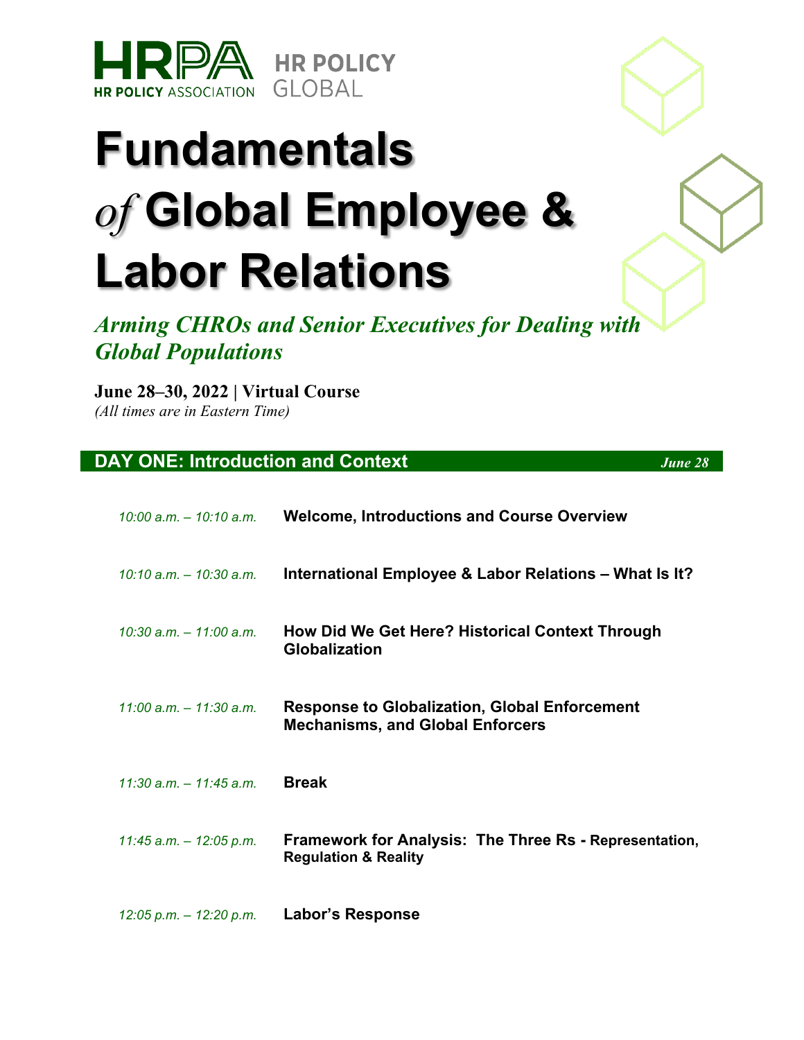HRPA HR POLICY ASSOCIATION | HR POLICY GLOBAL

# Fundamentals *of* Global Employee & Labor Relations

***Arming CHROs and Senior Executives for Dealing with Global Populations***

**June 28–30, 2022 | Virtual Course**
*(All times are in Eastern Time)*

## DAY ONE: Introduction and Context — *June 28*

| | |
|---|---|
| *10:00 a.m. – 10:10 a.m.* | **Welcome, Introductions and Course Overview** |
| *10:10 a.m. – 10:30 a.m.* | **International Employee & Labor Relations – What Is It?** |
| *10:30 a.m. – 11:00 a.m.* | **How Did We Get Here? Historical Context Through Globalization** |
| *11:00 a.m. – 11:30 a.m.* | **Response to Globalization, Global Enforcement Mechanisms, and Global Enforcers** |
| *11:30 a.m. – 11:45 a.m.* | **Break** |
| *11:45 a.m. – 12:05 p.m.* | **Framework for Analysis: The Three Rs - Representation, Regulation & Reality** |
| *12:05 p.m. – 12:20 p.m.* | **Labor's Response** |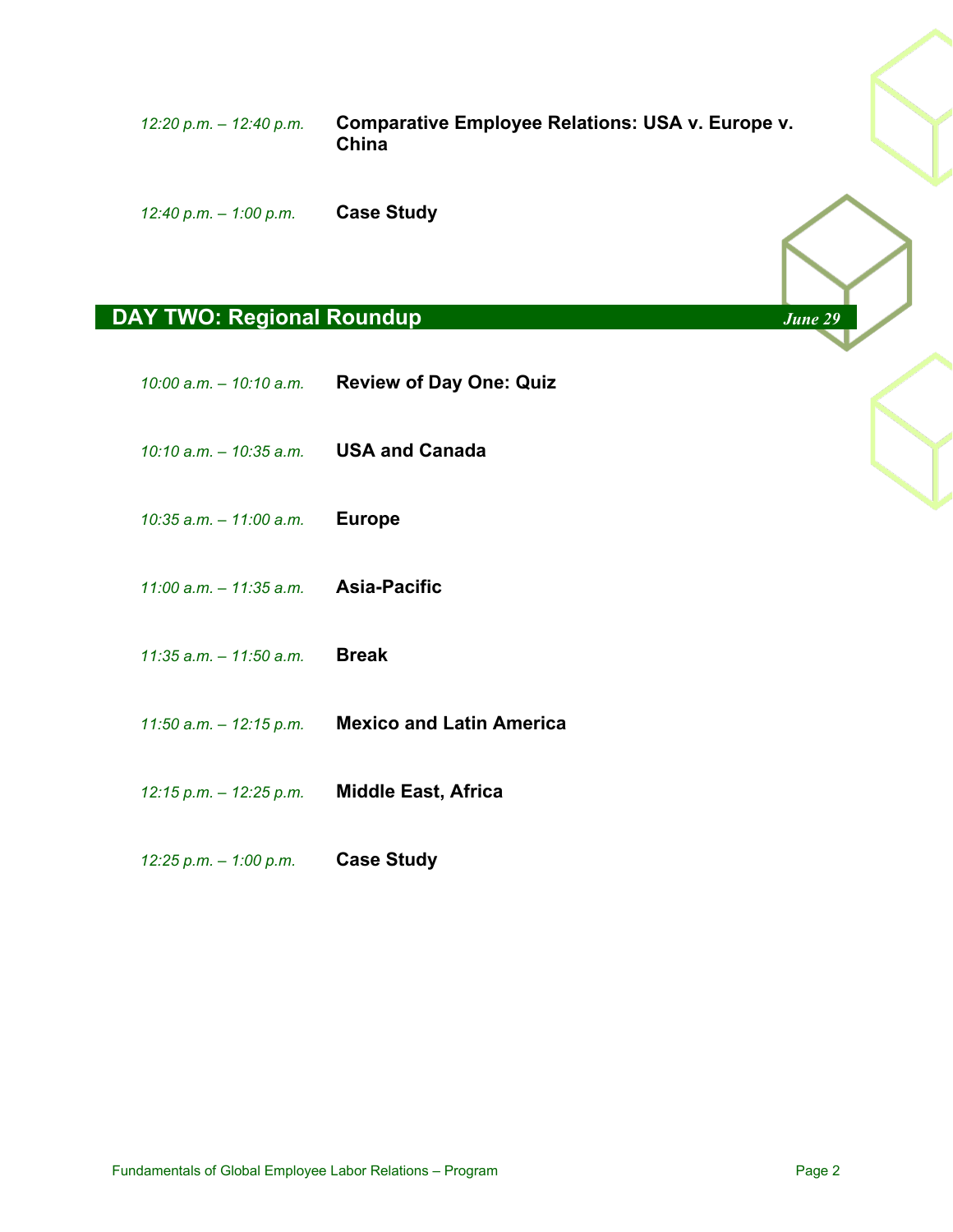*12:20 p.m. – 12:40 p.m.* **Comparative Employee Relations: USA v. Europe v. China**

*12:40 p.m. – 1:00 p.m.* **Case Study**

## DAY TWO: Regional Roundup *June 29*

*10:00 a.m. – 10:10 a.m.* **Review of Day One: Quiz**

*10:10 a.m. – 10:35 a.m.* **USA and Canada**

*10:35 a.m. – 11:00 a.m.* **Europe**

*11:00 a.m. – 11:35 a.m.* **Asia-Pacific**

*11:35 a.m. – 11:50 a.m.* **Break**

*11:50 a.m. – 12:15 p.m.* **Mexico and Latin America**

*12:15 p.m. – 12:25 p.m.* **Middle East, Africa**

*12:25 p.m. – 1:00 p.m.* **Case Study**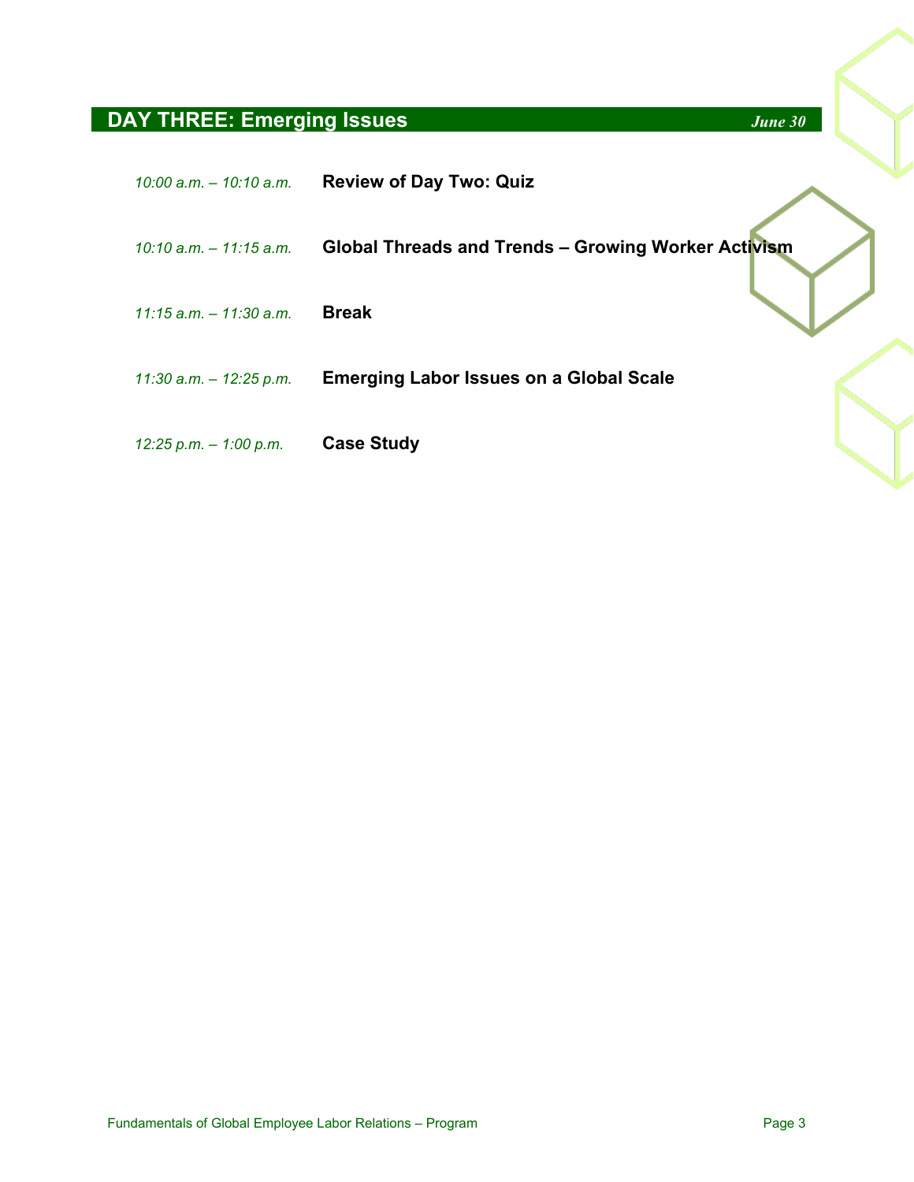## DAY THREE: Emerging Issues *June 30*

*10:00 a.m. – 10:10 a.m.* **Review of Day Two: Quiz**

*10:10 a.m. – 11:15 a.m.* **Global Threads and Trends – Growing Worker Activism**

*11:15 a.m. – 11:30 a.m.* **Break**

*11:30 a.m. – 12:25 p.m.* **Emerging Labor Issues on a Global Scale**

*12:25 p.m. – 1:00 p.m.* **Case Study**